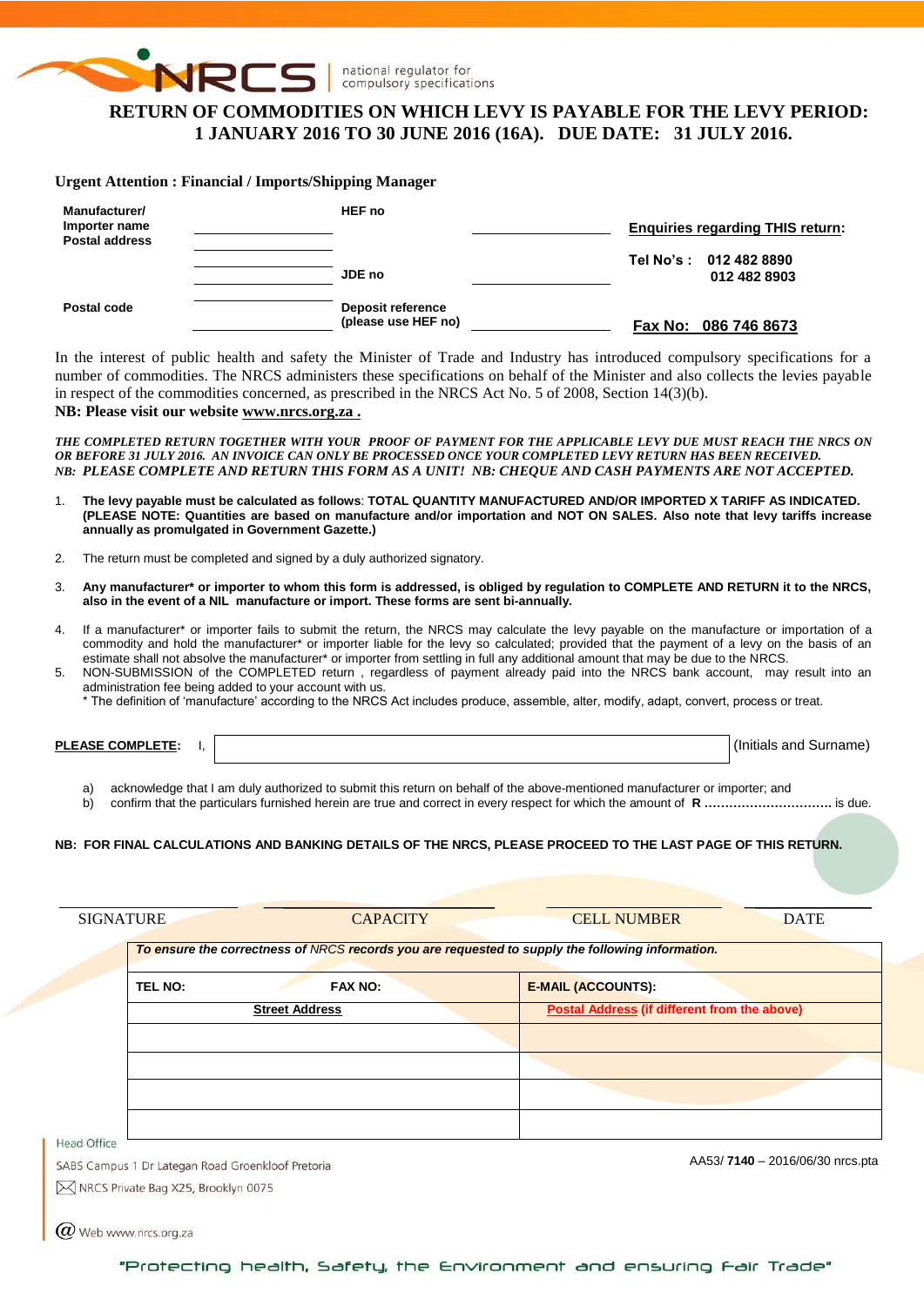NRCS | national regulator for compulsory specifications

# RETURN OF COMMODITIES ON WHICH LEVY IS PAYABLE FOR THE LEVY PERIOD: 1 JANUARY 2016 TO 30 JUNE 2016 (16A). DUE DATE: 31 JULY 2016.

**Urgent Attention : Financial / Imports/Shipping Manager**

| | | | | |
|---|---|---|---|---|
| **Manufacturer/ Importer name Postal address** | ______________ | **HEF no** | ______________ | **Enquiries regarding THIS return:** |
| | ______________ | **JDE no** | ______________ | **Tel No's : 012 482 8890 / 012 482 8903** |
| **Postal code** | ______________ | **Deposit reference (please use HEF no)** | ______________ | **Fax No: 086 746 8673** |

In the interest of public health and safety the Minister of Trade and Industry has introduced compulsory specifications for a number of commodities. The NRCS administers these specifications on behalf of the Minister and also collects the levies payable in respect of the commodities concerned, as prescribed in the NRCS Act No. 5 of 2008, Section 14(3)(b).

**NB: Please visit our website www.nrcs.org.za .**

***THE COMPLETED RETURN TOGETHER WITH YOUR PROOF OF PAYMENT FOR THE APPLICABLE LEVY DUE MUST REACH THE NRCS ON OR BEFORE 31 JULY 2016. AN INVOICE CAN ONLY BE PROCESSED ONCE YOUR COMPLETED LEVY RETURN HAS BEEN RECEIVED.***
***NB: PLEASE COMPLETE AND RETURN THIS FORM AS A UNIT! NB: CHEQUE AND CASH PAYMENTS ARE NOT ACCEPTED.***

1. **The levy payable must be calculated as follows**: **TOTAL QUANTITY MANUFACTURED AND/OR IMPORTED X TARIFF AS INDICATED. (PLEASE NOTE: Quantities are based on manufacture and/or importation and NOT ON SALES. Also note that levy tariffs increase annually as promulgated in Government Gazette.)**
2. The return must be completed and signed by a duly authorized signatory.
3. **Any manufacturer\* or importer to whom this form is addressed, is obliged by regulation to COMPLETE AND RETURN it to the NRCS, also in the event of a NIL manufacture or import. These forms are sent bi-annually.**
4. If a manufacturer\* or importer fails to submit the return, the NRCS may calculate the levy payable on the manufacture or importation of a commodity and hold the manufacturer\* or importer liable for the levy so calculated; provided that the payment of a levy on the basis of an estimate shall not absolve the manufacturer\* or importer from settling in full any additional amount that may be due to the NRCS.
5. NON-SUBMISSION of the COMPLETED return , regardless of payment already paid into the NRCS bank account, may result into an administration fee being added to your account with us.

\* The definition of 'manufacture' according to the NRCS Act includes produce, assemble, alter, modify, adapt, convert, process or treat.

**PLEASE COMPLETE:** I, ________________________________ (Initials and Surname)

a) acknowledge that I am duly authorized to submit this return on behalf of the above-mentioned manufacturer or importer; and
b) confirm that the particulars furnished herein are true and correct in every respect for which the amount of **R ..............................** is due.

**NB: FOR FINAL CALCULATIONS AND BANKING DETAILS OF THE NRCS, PLEASE PROCEED TO THE LAST PAGE OF THIS RETURN.**

| SIGNATURE | CAPACITY | CELL NUMBER | DATE |
|---|---|---|---|
| | | | |

| ***To ensure the correctness of NRCS records you are requested to supply the following information.*** | | |
|---|---|---|
| **TEL NO:** | **FAX NO:** | **E-MAIL (ACCOUNTS):** |
| **Street Address** | | **Postal Address (if different from the above)** |
| | | |
| | | |
| | | |
| | | |

Head Office
SABS Campus 1 Dr Lategan Road Groenkloof Pretoria
NRCS Private Bag X25, Brooklyn 0075
Web www.nrcs.org.za

AA53/ **7140** – 2016/06/30 nrcs.pta

"Protecting health, Safety, the Environment and ensuring Fair Trade"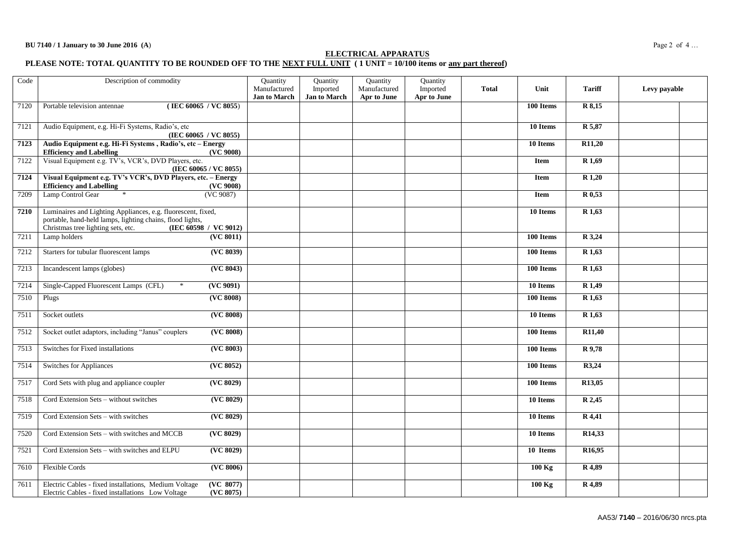## ELECTRICAL APPARATUS

**PLEASE NOTE: TOTAL QUANTITY TO BE ROUNDED OFF TO THE NEXT FULL UNIT ( 1 UNIT = 10/100 items or any part thereof)**

| Code | Description of commodity | Quantity Manufactured Jan to March | Quantity Imported Jan to March | Quantity Manufactured Apr to June | Quantity Imported Apr to June | Total | Unit | Tariff | Levy payable | |
|---|---|---|---|---|---|---|---|---|---|---|
| 7120 | Portable television antennae (IEC 60065 / VC 8055) | | | | | | 100 Items | R 8,15 | | |
| 7121 | Audio Equipment, e.g. Hi-Fi Systems, Radio's, etc (IEC 60065 / VC 8055) | | | | | | 10 Items | R 5,87 | | |
| **7123** | **Audio Equipment e.g. Hi-Fi Systems , Radio's, etc – Energy Efficiency and Labelling (VC 9008)** | | | | | | 10 Items | R11,20 | | |
| 7122 | Visual Equipment e.g. TV's, VCR's, DVD Players, etc. (IEC 60065 / VC 8055) | | | | | | Item | R 1,69 | | |
| **7124** | **Visual Equipment e.g. TV's VCR's, DVD Players, etc. – Energy Efficiency and Labelling (VC 9008)** | | | | | | Item | R 1,20 | | |
| 7209 | Lamp Control Gear * (VC 9087) | | | | | | Item | R 0,53 | | |
| **7210** | Luminaires and Lighting Appliances, e.g. fluorescent, fixed, portable, hand-held lamps, lighting chains, flood lights, Christmas tree lighting sets, etc. (IEC 60598 / VC 9012) | | | | | | 10 Items | R 1,63 | | |
| 7211 | Lamp holders (VC 8011) | | | | | | 100 Items | R 3,24 | | |
| 7212 | Starters for tubular fluorescent lamps (VC 8039) | | | | | | 100 Items | R 1,63 | | |
| 7213 | Incandescent lamps (globes) (VC 8043) | | | | | | 100 Items | R 1,63 | | |
| 7214 | Single-Capped Fluorescent Lamps (CFL) * (VC 9091) | | | | | | 10 Items | R 1,49 | | |
| 7510 | Plugs (VC 8008) | | | | | | 100 Items | R 1,63 | | |
| 7511 | Socket outlets (VC 8008) | | | | | | 10 Items | R 1,63 | | |
| 7512 | Socket outlet adaptors, including "Janus" couplers (VC 8008) | | | | | | 100 Items | R11,40 | | |
| 7513 | Switches for Fixed installations (VC 8003) | | | | | | 100 Items | R 9,78 | | |
| 7514 | Switches for Appliances (VC 8052) | | | | | | 100 Items | R3,24 | | |
| 7517 | Cord Sets with plug and appliance coupler (VC 8029) | | | | | | 100 Items | R13,05 | | |
| 7518 | Cord Extension Sets – without switches (VC 8029) | | | | | | 10 Items | R 2,45 | | |
| 7519 | Cord Extension Sets – with switches (VC 8029) | | | | | | 10 Items | R 4,41 | | |
| 7520 | Cord Extension Sets – with switches and MCCB (VC 8029) | | | | | | 10 Items | R14,33 | | |
| 7521 | Cord Extension Sets – with switches and ELPU (VC 8029) | | | | | | 10 Items | R16,95 | | |
| 7610 | Flexible Cords (VC 8006) | | | | | | 100 Kg | R 4,89 | | |
| 7611 | Electric Cables - fixed installations, Medium Voltage (VC 8077)<br>Electric Cables - fixed installations Low Voltage (VC 8075) | | | | | | 100 Kg | R 4,89 | | |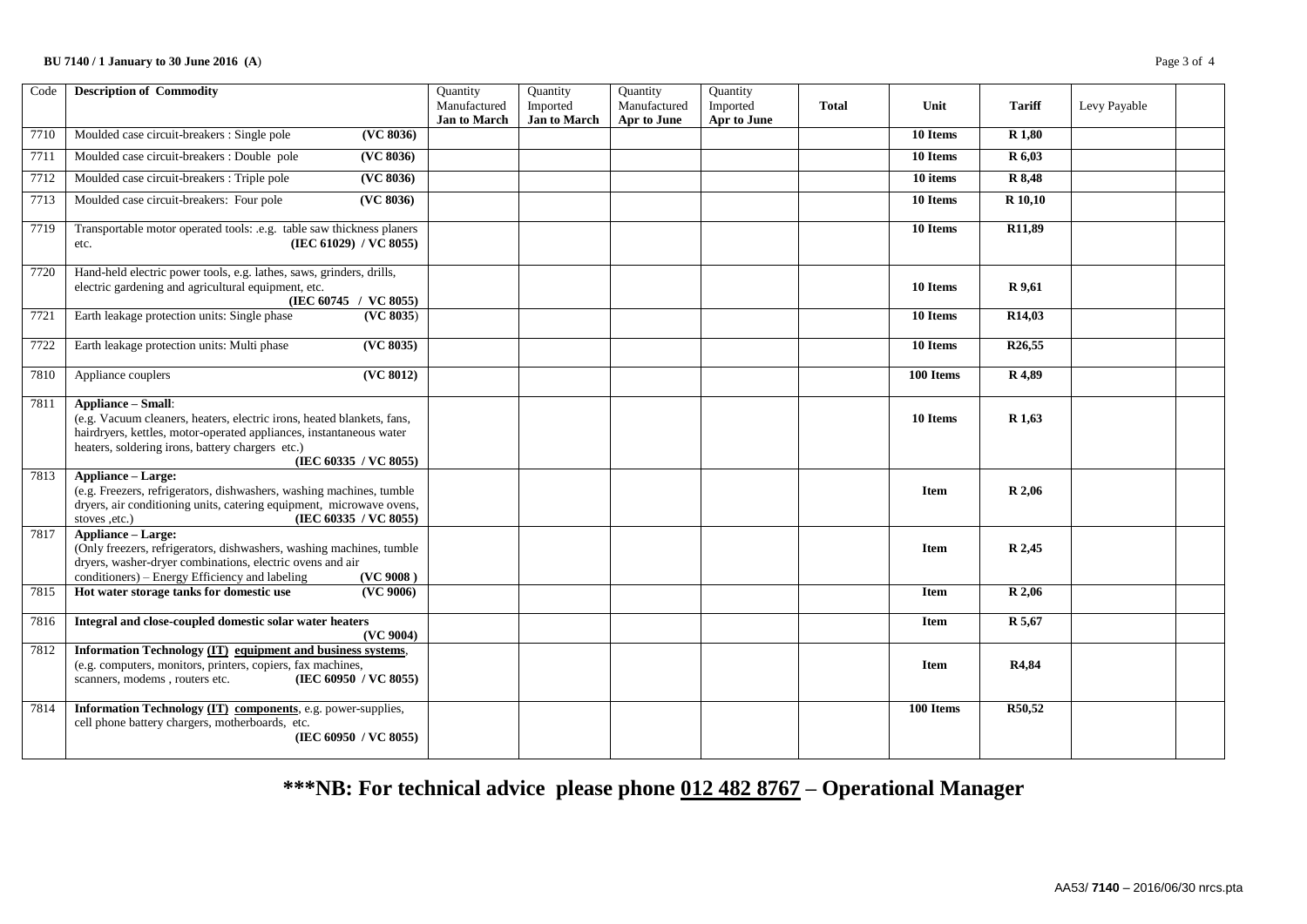| Code | Description of Commodity | Quantity Manufactured **Jan to March** | Quantity Imported **Jan to March** | Quantity Manufactured **Apr to June** | Quantity Imported **Apr to June** | **Total** | **Unit** | **Tariff** | Levy Payable | |
|---|---|---|---|---|---|---|---|---|---|---|
| 7710 | Moulded case circuit-breakers : Single pole **(VC 8036)** | | | | | | **10 Items** | **R 1,80** | | |
| 7711 | Moulded case circuit-breakers : Double pole **(VC 8036)** | | | | | | **10 Items** | **R 6,03** | | |
| 7712 | Moulded case circuit-breakers : Triple pole **(VC 8036)** | | | | | | **10 items** | **R 8,48** | | |
| 7713 | Moulded case circuit-breakers: Four pole **(VC 8036)** | | | | | | **10 Items** | **R 10,10** | | |
| 7719 | Transportable motor operated tools: .e.g. table saw thickness planers etc. **(IEC 61029) / VC 8055)** | | | | | | **10 Items** | **R11,89** | | |
| 7720 | Hand-held electric power tools, e.g. lathes, saws, grinders, drills, electric gardening and agricultural equipment, etc. **(IEC 60745 / VC 8055)** | | | | | | **10 Items** | **R 9,61** | | |
| 7721 | Earth leakage protection units: Single phase **(VC 8035)** | | | | | | **10 Items** | **R14,03** | | |
| 7722 | Earth leakage protection units: Multi phase **(VC 8035)** | | | | | | **10 Items** | **R26,55** | | |
| 7810 | Appliance couplers **(VC 8012)** | | | | | | **100 Items** | **R 4,89** | | |
| 7811 | **Appliance – Small**: (e.g. Vacuum cleaners, heaters, electric irons, heated blankets, fans, hairdryers, kettles, motor-operated appliances, instantaneous water heaters, soldering irons, battery chargers etc.) **(IEC 60335 / VC 8055)** | | | | | | **10 Items** | **R 1,63** | | |
| 7813 | **Appliance – Large:** (e.g. Freezers, refrigerators, dishwashers, washing machines, tumble dryers, air conditioning units, catering equipment, microwave ovens, stoves ,etc.) **(IEC 60335 / VC 8055)** | | | | | | **Item** | **R 2,06** | | |
| 7817 | **Appliance – Large:** (Only freezers, refrigerators, dishwashers, washing machines, tumble dryers, washer-dryer combinations, electric ovens and air conditioners) – Energy Efficiency and labeling **(VC 9008 )** | | | | | | **Item** | **R 2,45** | | |
| 7815 | **Hot water storage tanks for domestic use (VC 9006)** | | | | | | **Item** | **R 2,06** | | |
| 7816 | **Integral and close-coupled domestic solar water heaters (VC 9004)** | | | | | | **Item** | **R 5,67** | | |
| 7812 | **Information Technology (IT) equipment and business systems**, (e.g. computers, monitors, printers, copiers, fax machines, scanners, modems , routers etc. **(IEC 60950 / VC 8055)** | | | | | | **Item** | **R4,84** | | |
| 7814 | **Information Technology (IT) components**, e.g. power-supplies, cell phone battery chargers, motherboards, etc. **(IEC 60950 / VC 8055)** | | | | | | **100 Items** | **R50,52** | | |

**\*\*\*NB: For technical advice please phone 012 482 8767 – Operational Manager**

AA53/ **7140** – 2016/06/30 nrcs.pta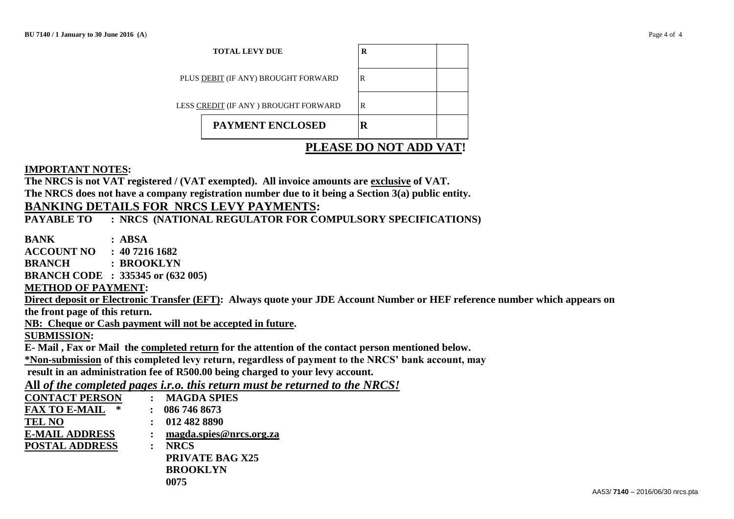| | | |
|---|---|---|
| **TOTAL LEVY DUE** | **R** | |
| PLUS DEBIT (IF ANY) BROUGHT FORWARD | R | |
| LESS CREDIT (IF ANY ) BROUGHT FORWARD | R | |
| **PAYMENT ENCLOSED** | **R** | |

**PLEASE DO NOT ADD VAT!**

**IMPORTANT NOTES:**

**The NRCS is not VAT registered / (VAT exempted). All invoice amounts are exclusive of VAT.**

**The NRCS does not have a company registration number due to it being a Section 3(a) public entity.**

## BANKING DETAILS FOR NRCS LEVY PAYMENTS:

**PAYABLE TO : NRCS (NATIONAL REGULATOR FOR COMPULSORY SPECIFICATIONS)**

**BANK : ABSA**
**ACCOUNT NO : 40 7216 1682**
**BRANCH : BROOKLYN**
**BRANCH CODE : 335345 or (632 005)**

**METHOD OF PAYMENT:**

**Direct deposit or Electronic Transfer (EFT): Always quote your JDE Account Number or HEF reference number which appears on the front page of this return.**

**NB: Cheque or Cash payment will not be accepted in future.**

**SUBMISSION:**

**E- Mail , Fax or Mail the completed return for the attention of the contact person mentioned below.**

**\*Non-submission of this completed levy return, regardless of payment to the NRCS' bank account, may result in an administration fee of R500.00 being charged to your levy account.**

***All of the completed pages i.r.o. this return must be returned to the NRCS!***

**CONTACT PERSON : MAGDA SPIES**
**FAX TO E-MAIL * : 086 746 8673**
**TEL NO : 012 482 8890**
**E-MAIL ADDRESS : magda.spies@nrcs.org.za**
**POSTAL ADDRESS : NRCS**
**PRIVATE BAG X25**
**BROOKLYN**
**0075**

AA53/ **7140** – 2016/06/30 nrcs.pta